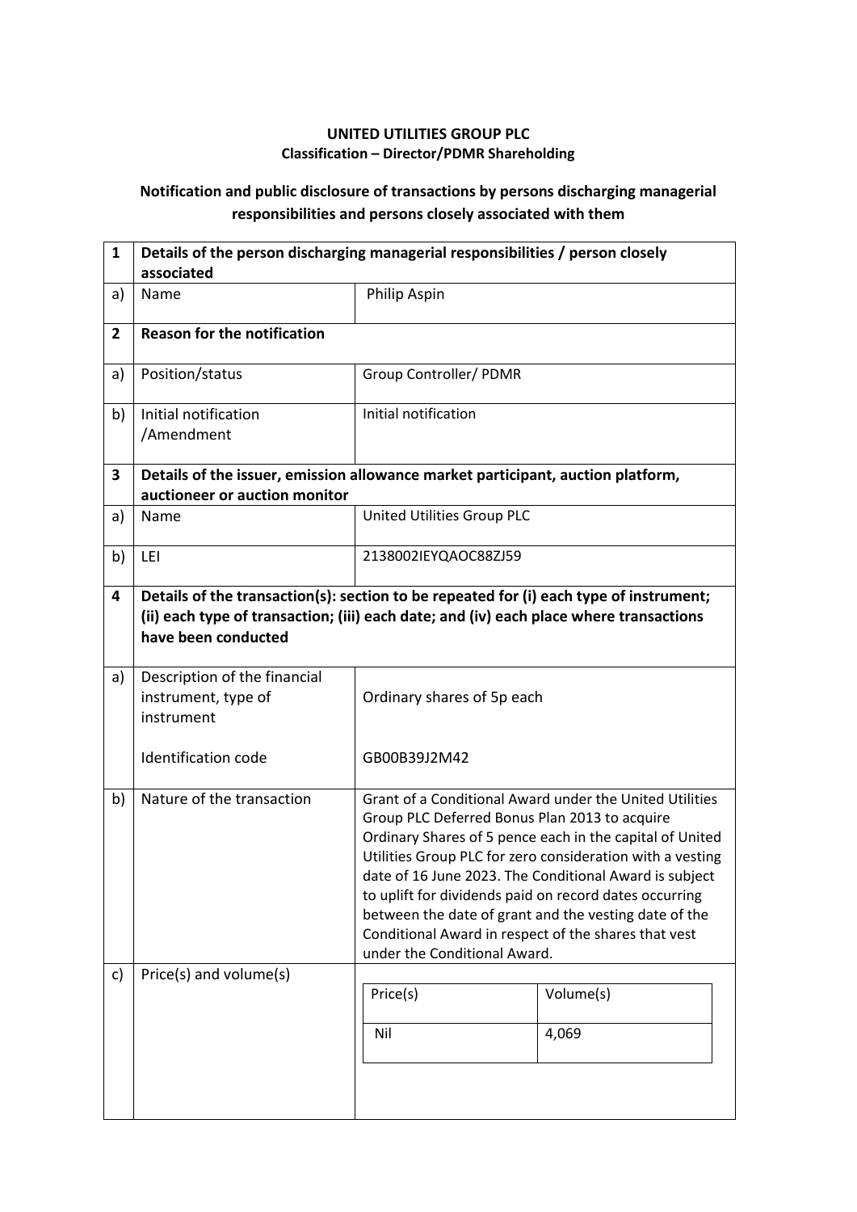**UNITED UTILITIES GROUP PLC**
**Classification – Director/PDMR Shareholding**

## Notification and public disclosure of transactions by persons discharging managerial responsibilities and persons closely associated with them

| | | |
|---|---|---|
| **1** | **Details of the person discharging managerial responsibilities / person closely associated** | |
| a) | Name | Philip Aspin |
| **2** | **Reason for the notification** | |
| a) | Position/status | Group Controller/ PDMR |
| b) | Initial notification /Amendment | Initial notification |
| **3** | **Details of the issuer, emission allowance market participant, auction platform, auctioneer or auction monitor** | |
| a) | Name | United Utilities Group PLC |
| b) | LEI | 2138002IEYQAOC88ZJ59 |
| **4** | **Details of the transaction(s): section to be repeated for (i) each type of instrument; (ii) each type of transaction; (iii) each date; and (iv) each place where transactions have been conducted** | |
| a) | Description of the financial instrument, type of instrument<br><br>Identification code | Ordinary shares of 5p each<br><br>GB00B39J2M42 |
| b) | Nature of the transaction | Grant of a Conditional Award under the United Utilities Group PLC Deferred Bonus Plan 2013 to acquire Ordinary Shares of 5 pence each in the capital of United Utilities Group PLC for zero consideration with a vesting date of 16 June 2023. The Conditional Award is subject to uplift for dividends paid on record dates occurring between the date of grant and the vesting date of the Conditional Award in respect of the shares that vest under the Conditional Award. |
| c) | Price(s) and volume(s) | Price(s): Nil<br>Volume(s): 4,069 |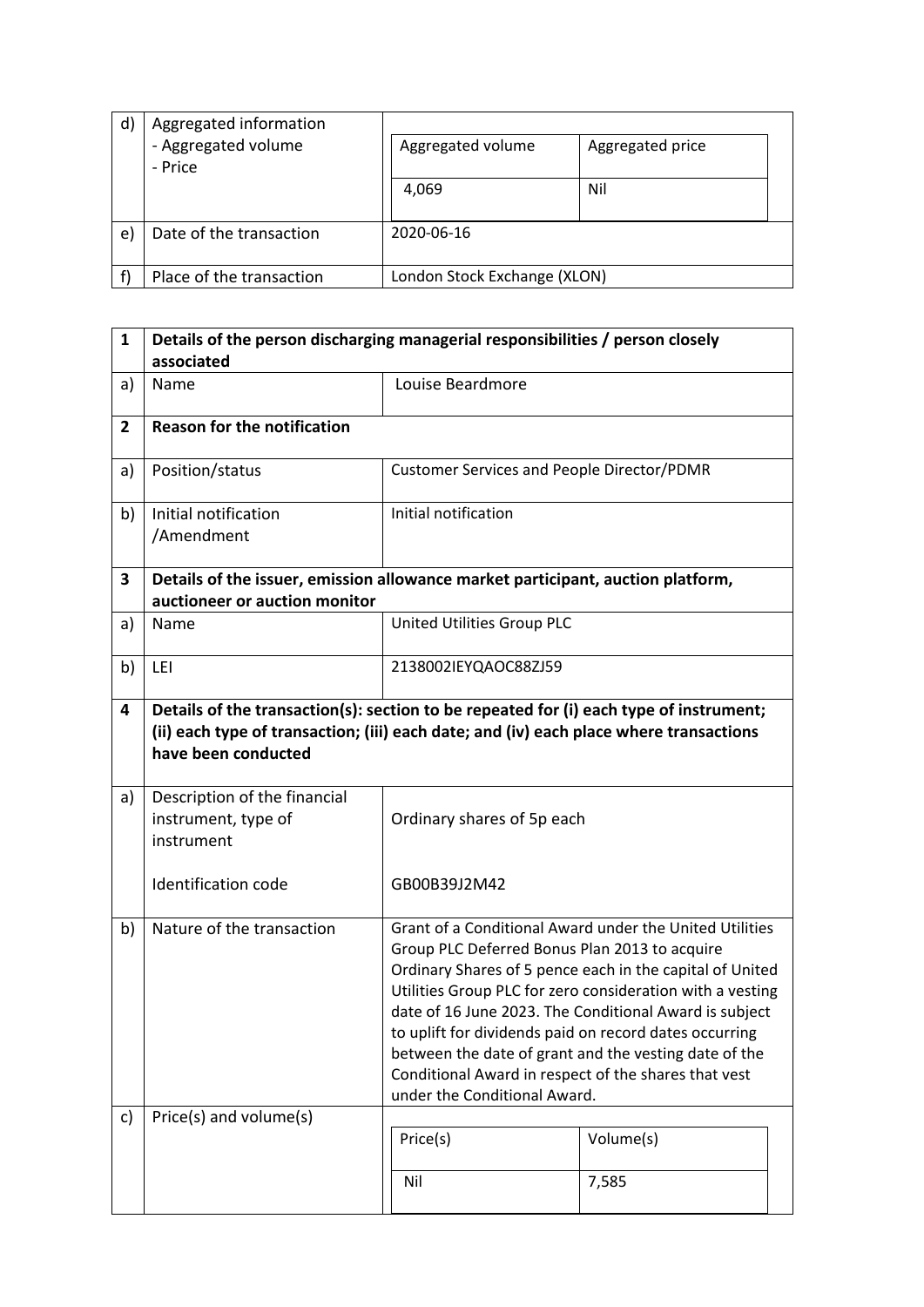| | | | |
|---|---|---|---|
| d) | Aggregated information<br>- Aggregated volume<br>- Price | Aggregated volume | Aggregated price |
| | | 4,069 | Nil |
| e) | Date of the transaction | 2020-06-16 | |
| f) | Place of the transaction | London Stock Exchange (XLON) | |

| | | |
|---|---|---|
| **1** | **Details of the person discharging managerial responsibilities / person closely associated** | |
| a) | Name | Louise Beardmore |
| **2** | **Reason for the notification** | |
| a) | Position/status | Customer Services and People Director/PDMR |
| b) | Initial notification /Amendment | Initial notification |
| **3** | **Details of the issuer, emission allowance market participant, auction platform, auctioneer or auction monitor** | |
| a) | Name | United Utilities Group PLC |
| b) | LEI | 2138002IEYQAOC88ZJ59 |
| **4** | **Details of the transaction(s): section to be repeated for (i) each type of instrument; (ii) each type of transaction; (iii) each date; and (iv) each place where transactions have been conducted** | |
| a) | Description of the financial instrument, type of instrument<br><br>Identification code | Ordinary shares of 5p each<br><br>GB00B39J2M42 |
| b) | Nature of the transaction | Grant of a Conditional Award under the United Utilities Group PLC Deferred Bonus Plan 2013 to acquire Ordinary Shares of 5 pence each in the capital of United Utilities Group PLC for zero consideration with a vesting date of 16 June 2023. The Conditional Award is subject to uplift for dividends paid on record dates occurring between the date of grant and the vesting date of the Conditional Award in respect of the shares that vest under the Conditional Award. |
| c) | Price(s) and volume(s) | Price(s): Nil<br>Volume(s): 7,585 |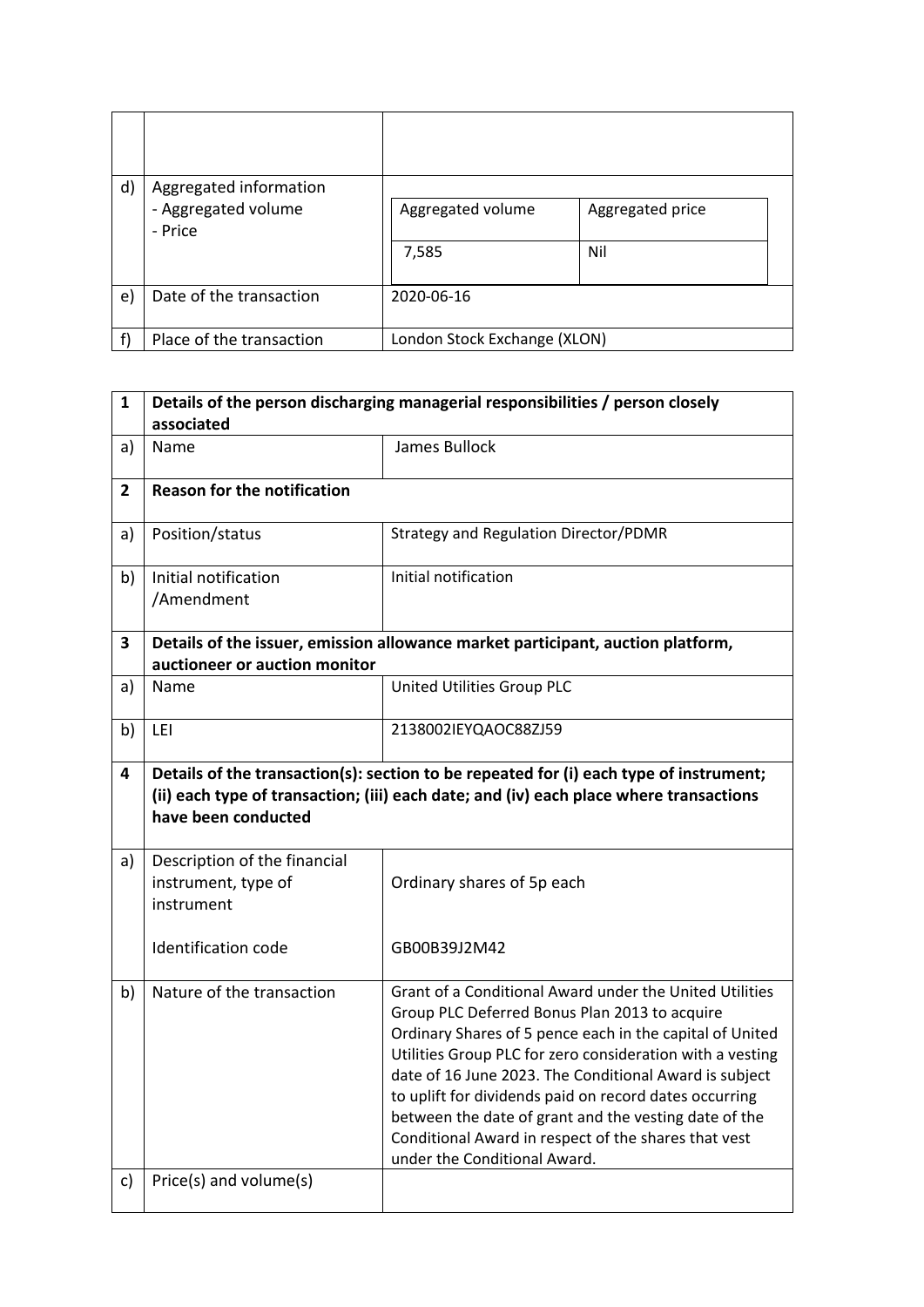| | | |
|---|---|---|
| | | |
| d) | Aggregated information<br>- Aggregated volume<br>- Price | Aggregated volume: 7,585<br>Aggregated price: Nil |
| e) | Date of the transaction | 2020-06-16 |
| f) | Place of the transaction | London Stock Exchange (XLON) |

| | | |
|---|---|---|
| **1** | **Details of the person discharging managerial responsibilities / person closely associated** | |
| a) | Name | James Bullock |
| **2** | **Reason for the notification** | |
| a) | Position/status | Strategy and Regulation Director/PDMR |
| b) | Initial notification /Amendment | Initial notification |
| **3** | **Details of the issuer, emission allowance market participant, auction platform, auctioneer or auction monitor** | |
| a) | Name | United Utilities Group PLC |
| b) | LEI | 2138002IEYQAOC88ZJ59 |
| **4** | **Details of the transaction(s): section to be repeated for (i) each type of instrument; (ii) each type of transaction; (iii) each date; and (iv) each place where transactions have been conducted** | |
| a) | Description of the financial instrument, type of instrument<br><br>Identification code | Ordinary shares of 5p each<br><br>GB00B39J2M42 |
| b) | Nature of the transaction | Grant of a Conditional Award under the United Utilities Group PLC Deferred Bonus Plan 2013 to acquire Ordinary Shares of 5 pence each in the capital of United Utilities Group PLC for zero consideration with a vesting date of 16 June 2023. The Conditional Award is subject to uplift for dividends paid on record dates occurring between the date of grant and the vesting date of the Conditional Award in respect of the shares that vest under the Conditional Award. |
| c) | Price(s) and volume(s) | |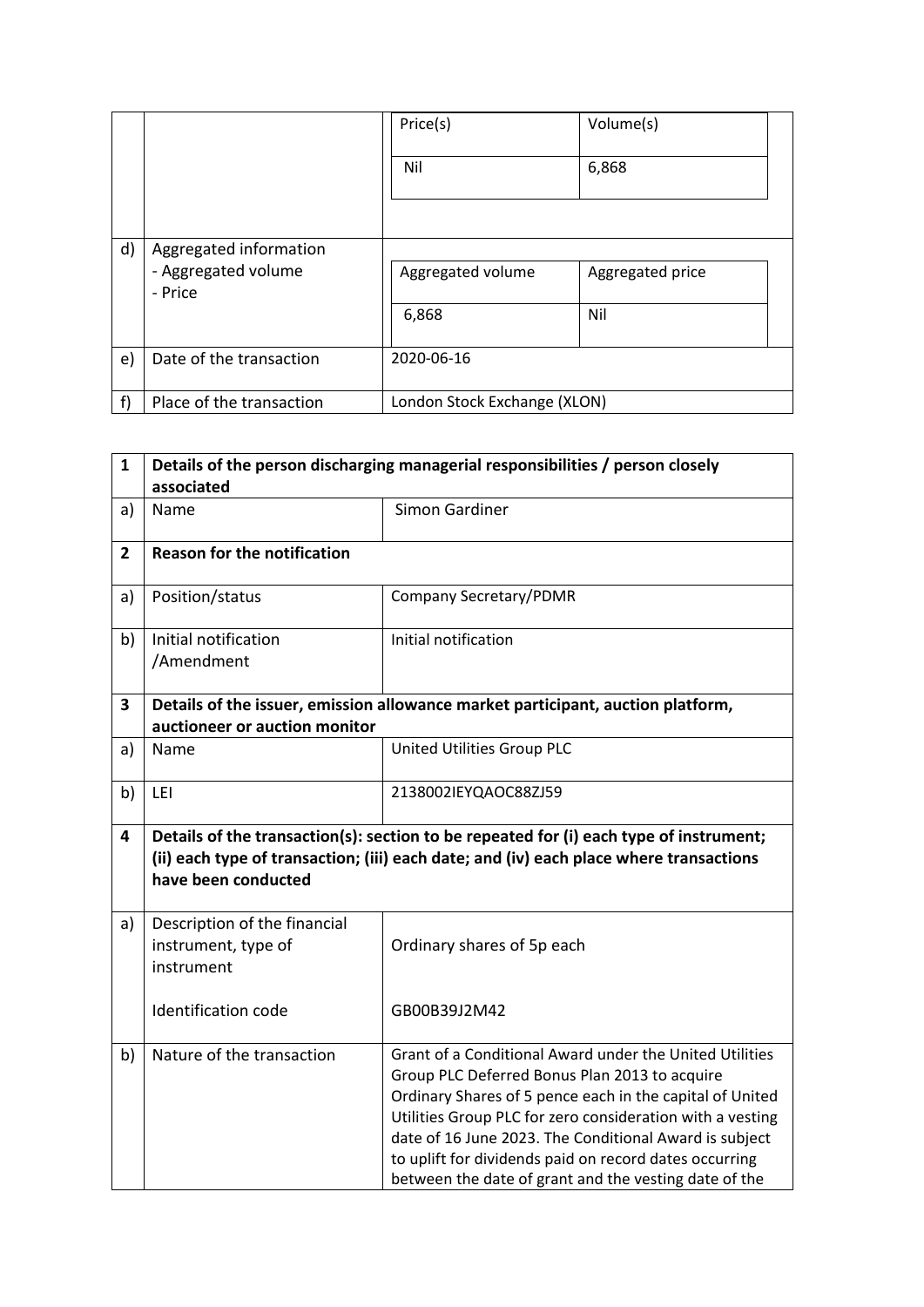| | | | |
|---|---|---|---|
| | | Price(s) | Volume(s) |
| | | Nil | 6,868 |
| d) | Aggregated information<br>- Aggregated volume<br>- Price | Aggregated volume | Aggregated price |
| | | 6,868 | Nil |
| e) | Date of the transaction | 2020-06-16 | |
| f) | Place of the transaction | London Stock Exchange (XLON) | |

| | | |
|---|---|---|
| **1** | **Details of the person discharging managerial responsibilities / person closely associated** | |
| a) | Name | Simon Gardiner |
| **2** | **Reason for the notification** | |
| a) | Position/status | Company Secretary/PDMR |
| b) | Initial notification /Amendment | Initial notification |
| **3** | **Details of the issuer, emission allowance market participant, auction platform, auctioneer or auction monitor** | |
| a) | Name | United Utilities Group PLC |
| b) | LEI | 2138002IEYQAOC88ZJ59 |
| **4** | **Details of the transaction(s): section to be repeated for (i) each type of instrument; (ii) each type of transaction; (iii) each date; and (iv) each place where transactions have been conducted** | |
| a) | Description of the financial instrument, type of instrument<br><br>Identification code | Ordinary shares of 5p each<br><br>GB00B39J2M42 |
| b) | Nature of the transaction | Grant of a Conditional Award under the United Utilities Group PLC Deferred Bonus Plan 2013 to acquire Ordinary Shares of 5 pence each in the capital of United Utilities Group PLC for zero consideration with a vesting date of 16 June 2023. The Conditional Award is subject to uplift for dividends paid on record dates occurring between the date of grant and the vesting date of the |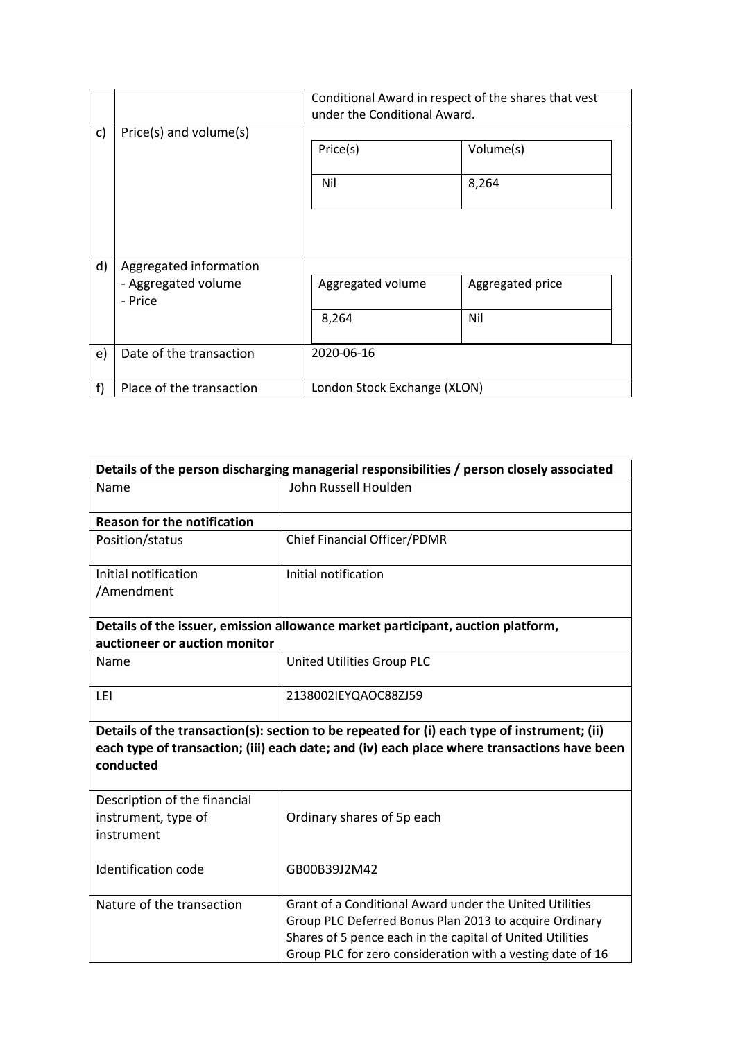|  |  | Conditional Award in respect of the shares that vest under the Conditional Award. |
|---|---|---|
| c) | Price(s) and volume(s) | Price(s): Nil<br>Volume(s): 8,264 |
| d) | Aggregated information<br>- Aggregated volume<br>- Price | Aggregated volume: 8,264<br>Aggregated price: Nil |
| e) | Date of the transaction | 2020-06-16 |
| f) | Place of the transaction | London Stock Exchange (XLON) |

| **Details of the person discharging managerial responsibilities / person closely associated** | |
|---|---|
| Name | John Russell Houlden |
| **Reason for the notification** | |
| Position/status | Chief Financial Officer/PDMR |
| Initial notification /Amendment | Initial notification |
| **Details of the issuer, emission allowance market participant, auction platform, auctioneer or auction monitor** | |
| Name | United Utilities Group PLC |
| LEI | 2138002IEYQAOC88ZJ59 |
| **Details of the transaction(s): section to be repeated for (i) each type of instrument; (ii) each type of transaction; (iii) each date; and (iv) each place where transactions have been conducted** | |
| Description of the financial instrument, type of instrument<br><br>Identification code | Ordinary shares of 5p each<br><br>GB00B39J2M42 |
| Nature of the transaction | Grant of a Conditional Award under the United Utilities Group PLC Deferred Bonus Plan 2013 to acquire Ordinary Shares of 5 pence each in the capital of United Utilities Group PLC for zero consideration with a vesting date of 16 |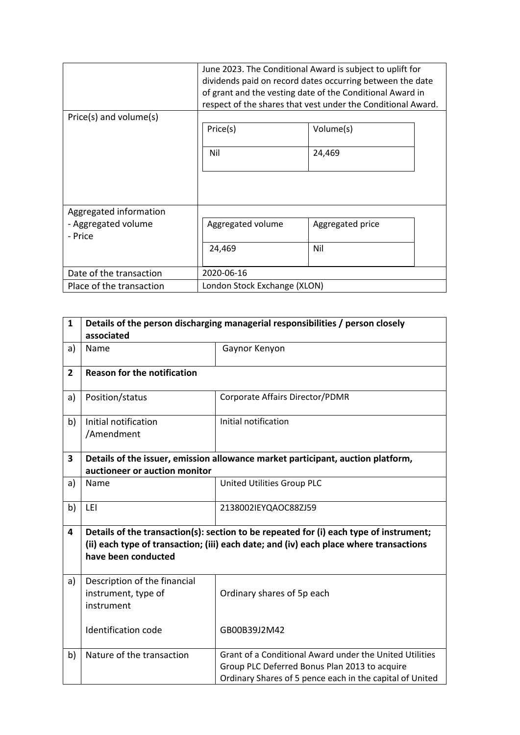| | |
|---|---|
| | June 2023. The Conditional Award is subject to uplift for dividends paid on record dates occurring between the date of grant and the vesting date of the Conditional Award in respect of the shares that vest under the Conditional Award. |
| Price(s) and volume(s) | Price(s): Nil; Volume(s): 24,469 |
| Aggregated information<br>- Aggregated volume<br>- Price | Aggregated volume: 24,469; Aggregated price: Nil |
| Date of the transaction | 2020-06-16 |
| Place of the transaction | London Stock Exchange (XLON) |

| | | |
|---|---|---|
| **1** | **Details of the person discharging managerial responsibilities / person closely associated** | |
| a) | Name | Gaynor Kenyon |
| **2** | **Reason for the notification** | |
| a) | Position/status | Corporate Affairs Director/PDMR |
| b) | Initial notification /Amendment | Initial notification |
| **3** | **Details of the issuer, emission allowance market participant, auction platform, auctioneer or auction monitor** | |
| a) | Name | United Utilities Group PLC |
| b) | LEI | 2138002IEYQAOC88ZJ59 |
| **4** | **Details of the transaction(s): section to be repeated for (i) each type of instrument; (ii) each type of transaction; (iii) each date; and (iv) each place where transactions have been conducted** | |
| a) | Description of the financial instrument, type of instrument<br><br>Identification code | Ordinary shares of 5p each<br><br>GB00B39J2M42 |
| b) | Nature of the transaction | Grant of a Conditional Award under the United Utilities Group PLC Deferred Bonus Plan 2013 to acquire Ordinary Shares of 5 pence each in the capital of United |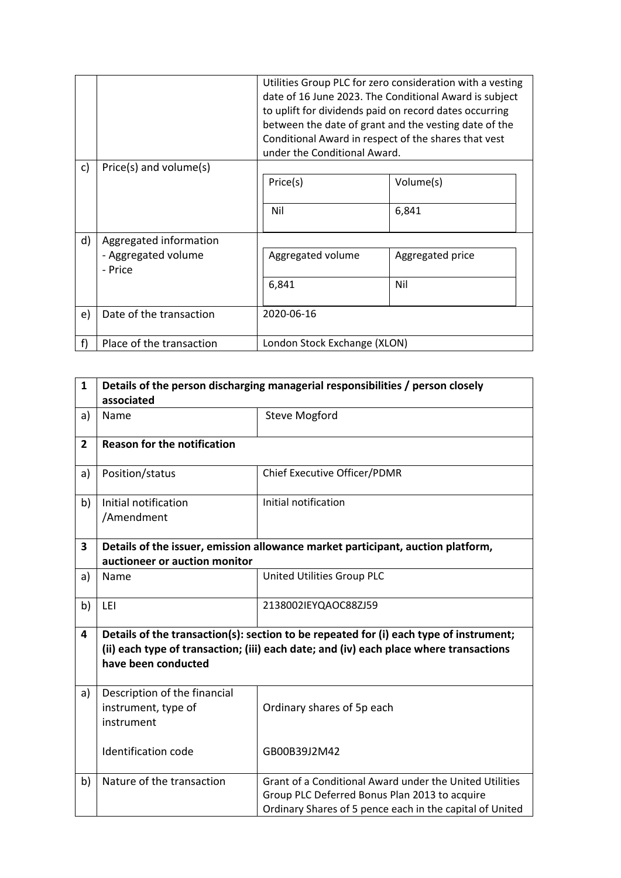| | | |
|---|---|---|
| | | Utilities Group PLC for zero consideration with a vesting date of 16 June 2023. The Conditional Award is subject to uplift for dividends paid on record dates occurring between the date of grant and the vesting date of the Conditional Award in respect of the shares that vest under the Conditional Award. |
| c) | Price(s) and volume(s) | Price(s): Nil; Volume(s): 6,841 |
| d) | Aggregated information<br>- Aggregated volume<br>- Price | Aggregated volume: 6,841; Aggregated price: Nil |
| e) | Date of the transaction | 2020-06-16 |
| f) | Place of the transaction | London Stock Exchange (XLON) |

| | | |
|---|---|---|
| **1** | **Details of the person discharging managerial responsibilities / person closely associated** | |
| a) | Name | Steve Mogford |
| **2** | **Reason for the notification** | |
| a) | Position/status | Chief Executive Officer/PDMR |
| b) | Initial notification /Amendment | Initial notification |
| **3** | **Details of the issuer, emission allowance market participant, auction platform, auctioneer or auction monitor** | |
| a) | Name | United Utilities Group PLC |
| b) | LEI | 2138002IEYQAOC88ZJ59 |
| **4** | **Details of the transaction(s): section to be repeated for (i) each type of instrument; (ii) each type of transaction; (iii) each date; and (iv) each place where transactions have been conducted** | |
| a) | Description of the financial instrument, type of instrument<br><br>Identification code | Ordinary shares of 5p each<br><br>GB00B39J2M42 |
| b) | Nature of the transaction | Grant of a Conditional Award under the United Utilities Group PLC Deferred Bonus Plan 2013 to acquire Ordinary Shares of 5 pence each in the capital of United |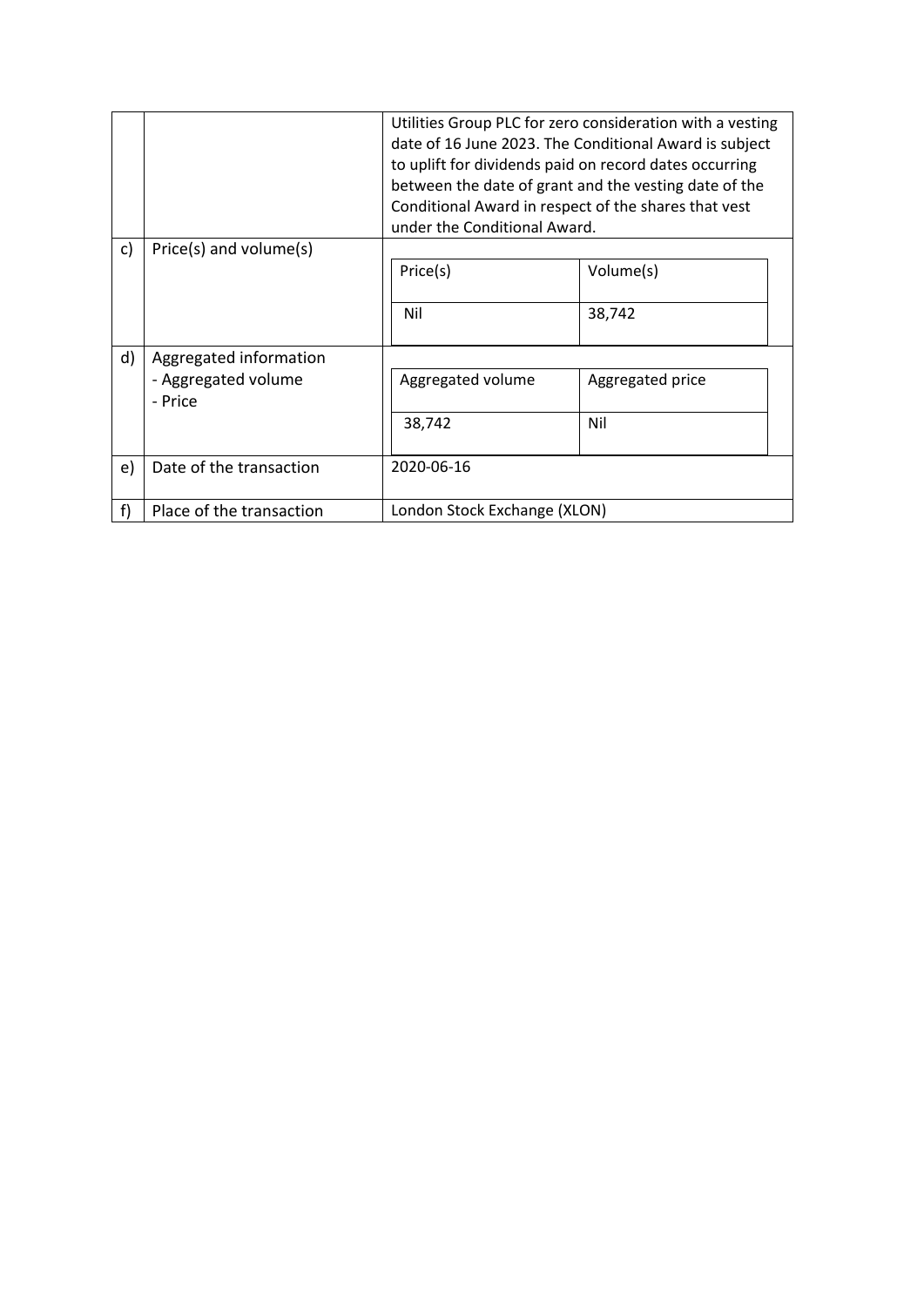| | | |
|---|---|---|
| | | Utilities Group PLC for zero consideration with a vesting date of 16 June 2023. The Conditional Award is subject to uplift for dividends paid on record dates occurring between the date of grant and the vesting date of the Conditional Award in respect of the shares that vest under the Conditional Award. |
| c) | Price(s) and volume(s) | Price(s): Nil; Volume(s): 38,742 |
| d) | Aggregated information<br>- Aggregated volume<br>- Price | Aggregated volume: 38,742; Aggregated price: Nil |
| e) | Date of the transaction | 2020-06-16 |
| f) | Place of the transaction | London Stock Exchange (XLON) |

| Price(s) | Volume(s) |
|---|---|
| Nil | 38,742 |

| Aggregated volume | Aggregated price |
|---|---|
| 38,742 | Nil |